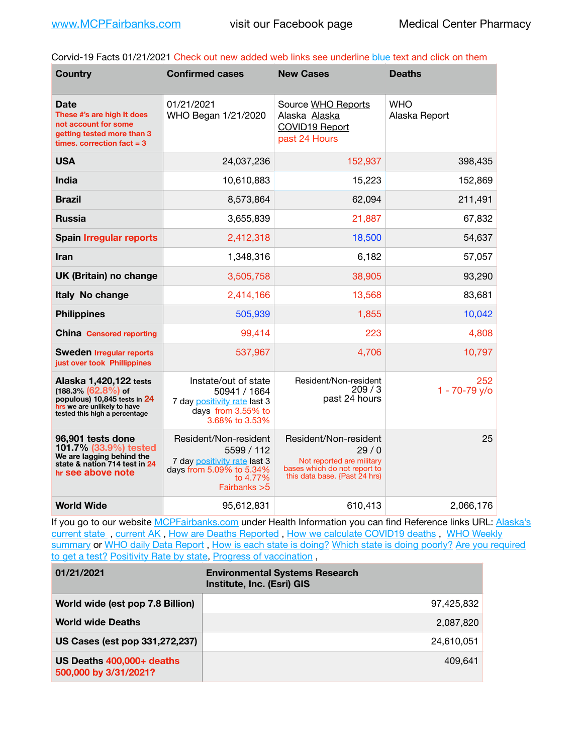www.MCPFairbanks.com visit our Facebook page Medical Center Pharmacy

Corvid-19 Facts 01/21/2021 Check out new added web links see underline blue text and click on them

| Country | Confirmed cases | New Cases | Deaths |
|---|---|---|---|
| **Date** These #'s are high It does not account for some getting tested more than 3 times. correction fact = 3 | 01/21/2021 WHO Began 1/21/2020 | Source WHO Reports Alaska Alaska COVID19 Report past 24 Hours | WHO Alaska Report |
| **USA** | 24,037,236 | 152,937 | 398,435 |
| **India** | 10,610,883 | 15,223 | 152,869 |
| **Brazil** | 8,573,864 | 62,094 | 211,491 |
| **Russia** | 3,655,839 | 21,887 | 67,832 |
| **Spain** Irregular reports | 2,412,318 | 18,500 | 54,637 |
| **Iran** | 1,348,316 | 6,182 | 57,057 |
| **UK (Britain) no change** | 3,505,758 | 38,905 | 93,290 |
| **Italy No change** | 2,414,166 | 13,568 | 83,681 |
| **Philippines** | 505,939 | 1,855 | 10,042 |
| **China** Censored reporting | 99,414 | 223 | 4,808 |
| **Sweden** Irregular reports just over took Phillippines | 537,967 | 4,706 | 10,797 |
| **Alaska 1,420,122 tests** (188.3% (62.8%) of populous) 10,845 tests in 24 hrs we are unlikely to have tested this high a percentage | Instate/out of state 50941 / 1664 7 day positivity rate last 3 days from 3.55% to 3.68% to 3.53% | Resident/Non-resident 209 / 3 past 24 hours | 252 1 - 70-79 y/o |
| **96,901 tests done 101.7% (33.9%) tested** We are lagging behind the state & nation 714 test in 24 hr see above note | Resident/Non-resident 5599 / 112 7 day positivity rate last 3 days from 5.09% to 5.34% to 4.77% Fairbanks >5 | Resident/Non-resident 29 / 0 Not reported are military bases which do not report to this data base. {Past 24 hrs) | 25 |
| **World Wide** | 95,612,831 | 610,413 | 2,066,176 |

If you go to our website MCPFairbanks.com under Health Information you can find Reference links URL: Alaska's current state , current AK , How are Deaths Reported , How we calculate COVID19 deaths , WHO Weekly summary or WHO daily Data Report , How is each state is doing? Which state is doing poorly? Are you required to get a test? Positivity Rate by state, Progress of vaccination ,

| 01/21/2021 | Environmental Systems Research Institute, Inc. (Esri) GIS |
|---|---|
| **World wide (est pop 7.8 Billion)** | 97,425,832 |
| **World wide Deaths** | 2,087,820 |
| **US Cases (est pop 331,272,237)** | 24,610,051 |
| **US Deaths 400,000+ deaths 500,000 by 3/31/2021?** | 409,641 |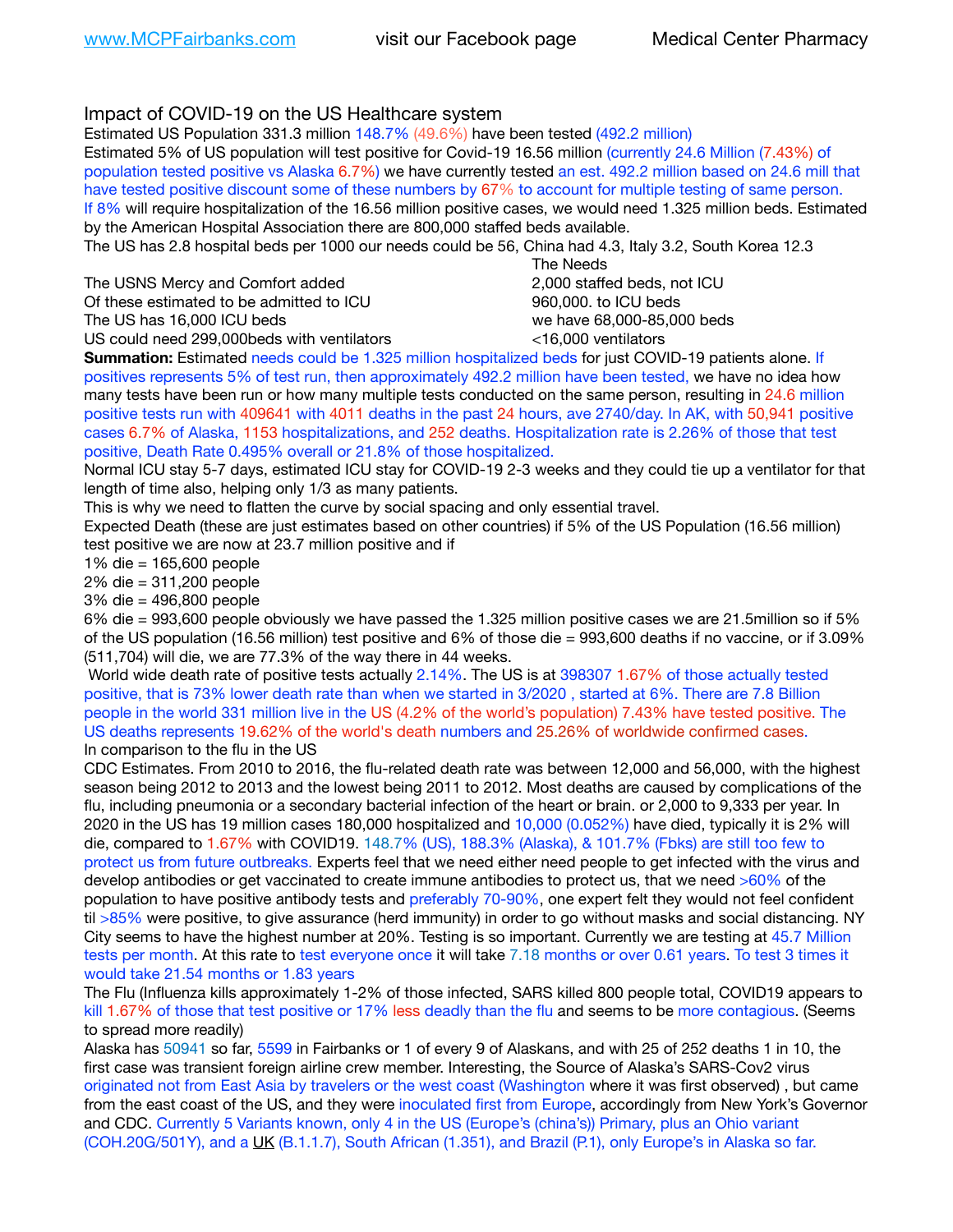Impact of COVID-19 on the US Healthcare system

Estimated US Population 331.3 million 148.7% (49.6%) have been tested (492.2 million)

Estimated 5% of US population will test positive for Covid-19 16.56 million (currently 24.6 Million (7.43%) of population tested positive vs Alaska 6.7%) we have currently tested an est. 492.2 million based on 24.6 mill that have tested positive discount some of these numbers by 67% to account for multiple testing of same person. If 8% will require hospitalization of the 16.56 million positive cases, we would need 1.325 million beds. Estimated by the American Hospital Association there are 800,000 staffed beds available.

The US has 2.8 hospital beds per 1000 our needs could be 56, China had 4.3, Italy 3.2, South Korea 12.3

| | The Needs |
|---|---|
| The USNS Mercy and Comfort added | 2,000 staffed beds, not ICU |
| Of these estimated to be admitted to ICU | 960,000. to ICU beds |
| The US has 16,000 ICU beds | we have 68,000-85,000 beds |
| US could need 299,000beds with ventilators | <16,000 ventilators |

**Summation:** Estimated needs could be 1.325 million hospitalized beds for just COVID-19 patients alone. If positives represents 5% of test run, then approximately 492.2 million have been tested, we have no idea how many tests have been run or how many multiple tests conducted on the same person, resulting in 24.6 million positive tests run with 409641 with 4011 deaths in the past 24 hours, ave 2740/day. In AK, with 50,941 positive cases 6.7% of Alaska, 1153 hospitalizations, and 252 deaths. Hospitalization rate is 2.26% of those that test positive, Death Rate 0.495% overall or 21.8% of those hospitalized.

Normal ICU stay 5-7 days, estimated ICU stay for COVID-19 2-3 weeks and they could tie up a ventilator for that length of time also, helping only 1/3 as many patients.

This is why we need to flatten the curve by social spacing and only essential travel.

Expected Death (these are just estimates based on other countries) if 5% of the US Population (16.56 million) test positive we are now at 23.7 million positive and if

1% die = 165,600 people

2% die = 311,200 people

3% die = 496,800 people

6% die = 993,600 people obviously we have passed the 1.325 million positive cases we are 21.5million so if 5% of the US population (16.56 million) test positive and 6% of those die = 993,600 deaths if no vaccine, or if 3.09% (511,704) will die, we are 77.3% of the way there in 44 weeks.

World wide death rate of positive tests actually 2.14%. The US is at 398307 1.67% of those actually tested positive, that is 73% lower death rate than when we started in 3/2020 , started at 6%. There are 7.8 Billion people in the world 331 million live in the US (4.2% of the world's population) 7.43% have tested positive. The US deaths represents 19.62% of the world's death numbers and 25.26% of worldwide confirmed cases.

In comparison to the flu in the US

CDC Estimates. From 2010 to 2016, the flu-related death rate was between 12,000 and 56,000, with the highest season being 2012 to 2013 and the lowest being 2011 to 2012. Most deaths are caused by complications of the flu, including pneumonia or a secondary bacterial infection of the heart or brain. or 2,000 to 9,333 per year. In 2020 in the US has 19 million cases 180,000 hospitalized and 10,000 (0.052%) have died, typically it is 2% will die, compared to 1.67% with COVID19. 148.7% (US), 188.3% (Alaska), & 101.7% (Fbks) are still too few to protect us from future outbreaks. Experts feel that we need either need people to get infected with the virus and develop antibodies or get vaccinated to create immune antibodies to protect us, that we need >60% of the population to have positive antibody tests and preferably 70-90%, one expert felt they would not feel confident til >85% were positive, to give assurance (herd immunity) in order to go without masks and social distancing. NY City seems to have the highest number at 20%. Testing is so important. Currently we are testing at 45.7 Million tests per month. At this rate to test everyone once it will take 7.18 months or over 0.61 years. To test 3 times it would take 21.54 months or 1.83 years

The Flu (Influenza kills approximately 1-2% of those infected, SARS killed 800 people total, COVID19 appears to kill 1.67% of those that test positive or 17% less deadly than the flu and seems to be more contagious. (Seems to spread more readily)

Alaska has 50941 so far, 5599 in Fairbanks or 1 of every 9 of Alaskans, and with 25 of 252 deaths 1 in 10, the first case was transient foreign airline crew member. Interesting, the Source of Alaska's SARS-Cov2 virus originated not from East Asia by travelers or the west coast (Washington where it was first observed) , but came from the east coast of the US, and they were inoculated first from Europe, accordingly from New York's Governor and CDC. Currently 5 Variants known, only 4 in the US (Europe's (china's)) Primary, plus an Ohio variant (COH.20G/501Y), and a UK (B.1.1.7), South African (1.351), and Brazil (P.1), only Europe's in Alaska so far.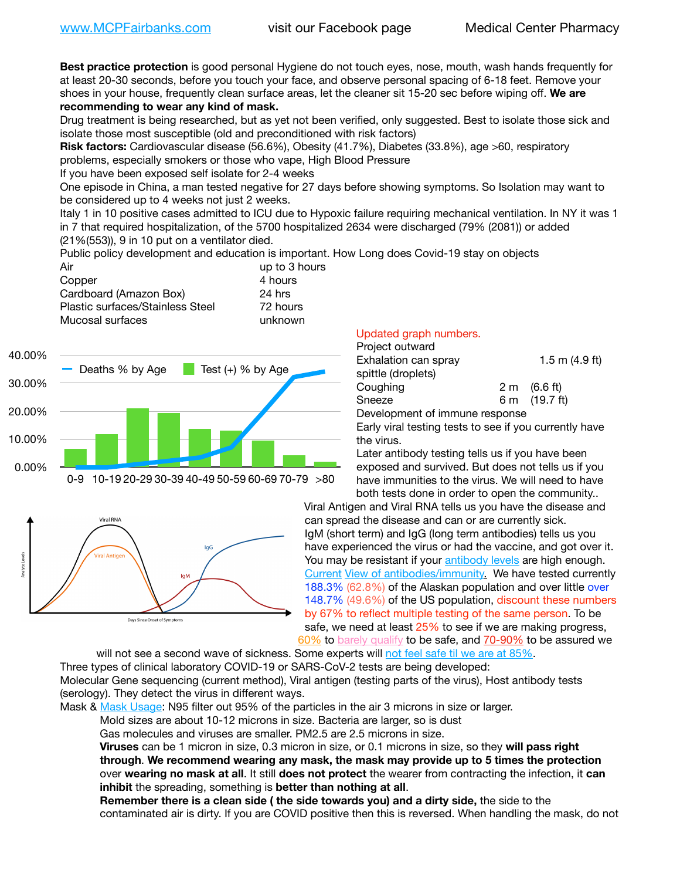**Best practice protection** is good personal Hygiene do not touch eyes, nose, mouth, wash hands frequently for at least 20-30 seconds, before you touch your face, and observe personal spacing of 6-18 feet. Remove your shoes in your house, frequently clean surface areas, let the cleaner sit 15-20 sec before wiping off. **We are recommending to wear any kind of mask.**

Drug treatment is being researched, but as yet not been verified, only suggested. Best to isolate those sick and isolate those most susceptible (old and preconditioned with risk factors)

**Risk factors:** Cardiovascular disease (56.6%), Obesity (41.7%), Diabetes (33.8%), age >60, respiratory problems, especially smokers or those who vape, High Blood Pressure

If you have been exposed self isolate for 2-4 weeks

One episode in China, a man tested negative for 27 days before showing symptoms. So Isolation may want to be considered up to 4 weeks not just 2 weeks.

Italy 1 in 10 positive cases admitted to ICU due to Hypoxic failure requiring mechanical ventilation. In NY it was 1 in 7 that required hospitalization, of the 5700 hospitalized 2634 were discharged (79% (2081)) or added (21%(553)), 9 in 10 put on a ventilator died.

Public policy development and education is important. How Long does Covid-19 stay on objects

| | |
|---|---|
| Air | up to 3 hours |
| Copper | 4 hours |
| Cardboard (Amazon Box) | 24 hrs |
| Plastic surfaces/Stainless Steel | 72 hours |
| Mucosal surfaces | unknown |

Updated graph numbers.

Project outward

| | | |
|---|---|---|
| Exhalation can spray spittle (droplets) | 1.5 m | (4.9 ft) |
| Coughing | 2 m | (6.6 ft) |
| Sneeze | 6 m | (19.7 ft) |

Development of immune response

Early viral testing tests to see if you currently have the virus.

Later antibody testing tells us if you have been exposed and survived. But does not tells us if you have immunities to the virus. We will need to have both tests done in order to open the community..

Viral Antigen and Viral RNA tells us you have the disease and can spread the disease and can or are currently sick.

IgM (short term) and IgG (long term antibodies) tells us you have experienced the virus or had the vaccine, and got over it.

You may be resistant if your antibody levels are high enough. Current View of antibodies/immunity. We have tested currently 188.3% (62.8%) of the Alaskan population and over little over 148.7% (49.6%) of the US population, discount these numbers by 67% to reflect multiple testing of the same person. To be safe, we need at least 25% to see if we are making progress, 60% to barely qualify to be safe, and 70-90% to be assured we will not see a second wave of sickness. Some experts will not feel safe til we are at 85%.

Three types of clinical laboratory COVID-19 or SARS-CoV-2 tests are being developed:

Molecular Gene sequencing (current method), Viral antigen (testing parts of the virus), Host antibody tests (serology). They detect the virus in different ways.

Mask & Mask Usage: N95 filter out 95% of the particles in the air 3 microns in size or larger.

Mold sizes are about 10-12 microns in size. Bacteria are larger, so is dust

Gas molecules and viruses are smaller. PM2.5 are 2.5 microns in size.

**Viruses** can be 1 micron in size, 0.3 micron in size, or 0.1 microns in size, so they **will pass right through**. **We recommend wearing any mask, the mask may provide up to 5 times the protection** over **wearing no mask at all**. It still **does not protect** the wearer from contracting the infection, it **can inhibit** the spreading, something is **better than nothing at all**.

**Remember there is a clean side ( the side towards you) and a dirty side,** the side to the contaminated air is dirty. If you are COVID positive then this is reversed. When handling the mask, do not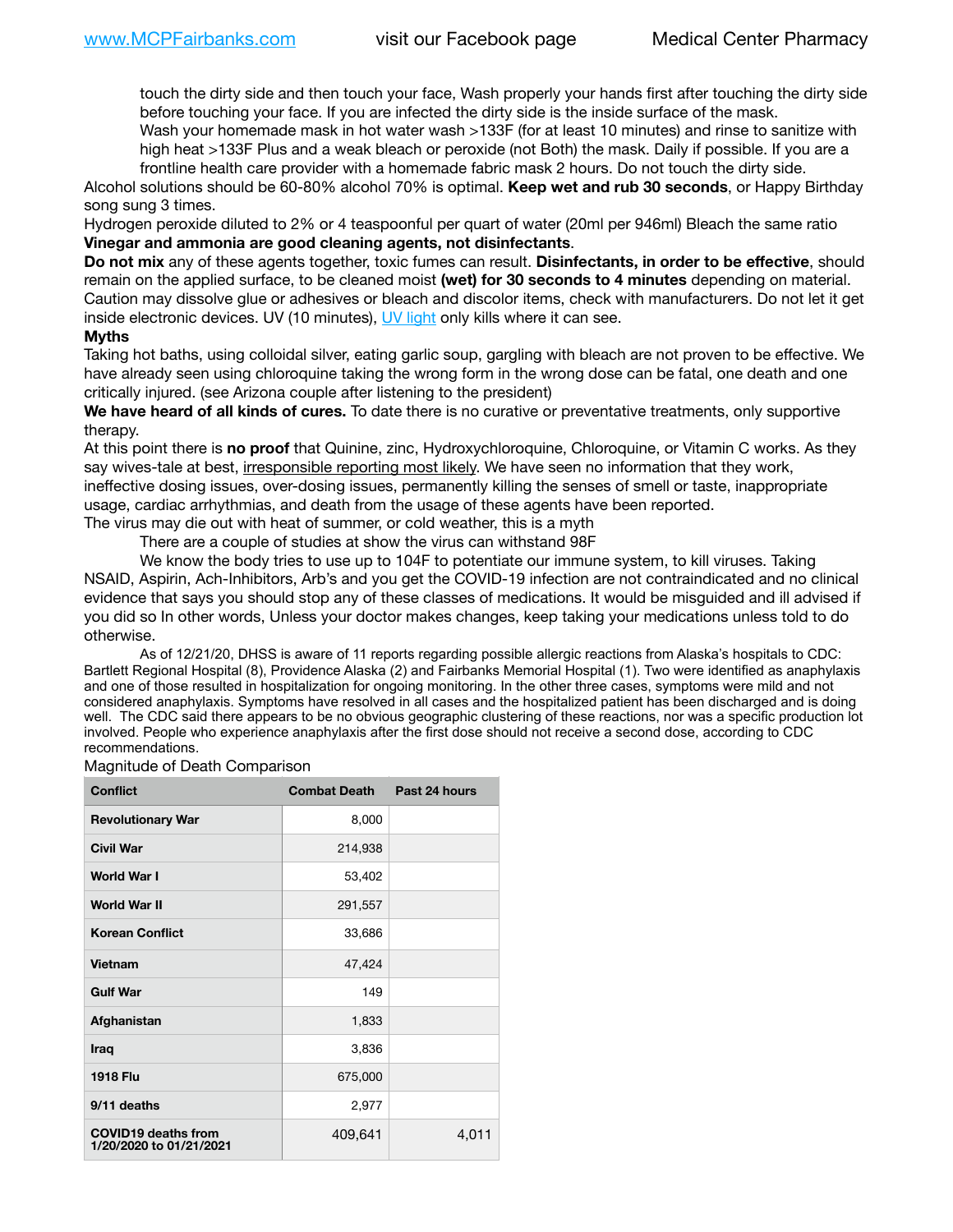touch the dirty side and then touch your face, Wash properly your hands first after touching the dirty side before touching your face. If you are infected the dirty side is the inside surface of the mask.

Wash your homemade mask in hot water wash >133F (for at least 10 minutes) and rinse to sanitize with high heat >133F Plus and a weak bleach or peroxide (not Both) the mask. Daily if possible. If you are a frontline health care provider with a homemade fabric mask 2 hours. Do not touch the dirty side.

Alcohol solutions should be 60-80% alcohol 70% is optimal. **Keep wet and rub 30 seconds**, or Happy Birthday song sung 3 times.

Hydrogen peroxide diluted to 2% or 4 teaspoonful per quart of water (20ml per 946ml) Bleach the same ratio

**Vinegar and ammonia are good cleaning agents, not disinfectants**.

**Do not mix** any of these agents together, toxic fumes can result. **Disinfectants, in order to be effective**, should remain on the applied surface, to be cleaned moist **(wet) for 30 seconds to 4 minutes** depending on material. Caution may dissolve glue or adhesives or bleach and discolor items, check with manufacturers. Do not let it get inside electronic devices. UV (10 minutes), UV light only kills where it can see.

**Myths**

Taking hot baths, using colloidal silver, eating garlic soup, gargling with bleach are not proven to be effective. We have already seen using chloroquine taking the wrong form in the wrong dose can be fatal, one death and one critically injured. (see Arizona couple after listening to the president)

**We have heard of all kinds of cures.** To date there is no curative or preventative treatments, only supportive therapy.

At this point there is **no proof** that Quinine, zinc, Hydroxychloroquine, Chloroquine, or Vitamin C works. As they say wives-tale at best, irresponsible reporting most likely. We have seen no information that they work, ineffective dosing issues, over-dosing issues, permanently killing the senses of smell or taste, inappropriate usage, cardiac arrhythmias, and death from the usage of these agents have been reported.

The virus may die out with heat of summer, or cold weather, this is a myth

There are a couple of studies at show the virus can withstand 98F

We know the body tries to use up to 104F to potentiate our immune system, to kill viruses. Taking NSAID, Aspirin, Ach-Inhibitors, Arb's and you get the COVID-19 infection are not contraindicated and no clinical evidence that says you should stop any of these classes of medications. It would be misguided and ill advised if you did so In other words, Unless your doctor makes changes, keep taking your medications unless told to do otherwise.

As of 12/21/20, DHSS is aware of 11 reports regarding possible allergic reactions from Alaska's hospitals to CDC: Bartlett Regional Hospital (8), Providence Alaska (2) and Fairbanks Memorial Hospital (1). Two were identified as anaphylaxis and one of those resulted in hospitalization for ongoing monitoring. In the other three cases, symptoms were mild and not considered anaphylaxis. Symptoms have resolved in all cases and the hospitalized patient has been discharged and is doing well. The CDC said there appears to be no obvious geographic clustering of these reactions, nor was a specific production lot involved. People who experience anaphylaxis after the first dose should not receive a second dose, according to CDC recommendations.

Magnitude of Death Comparison

| Conflict | Combat Death | Past 24 hours |
|---|---|---|
| Revolutionary War | 8,000 | |
| Civil War | 214,938 | |
| World War I | 53,402 | |
| World War II | 291,557 | |
| Korean Conflict | 33,686 | |
| Vietnam | 47,424 | |
| Gulf War | 149 | |
| Afghanistan | 1,833 | |
| Iraq | 3,836 | |
| 1918 Flu | 675,000 | |
| 9/11 deaths | 2,977 | |
| COVID19 deaths from 1/20/2020 to 01/21/2021 | 409,641 | 4,011 |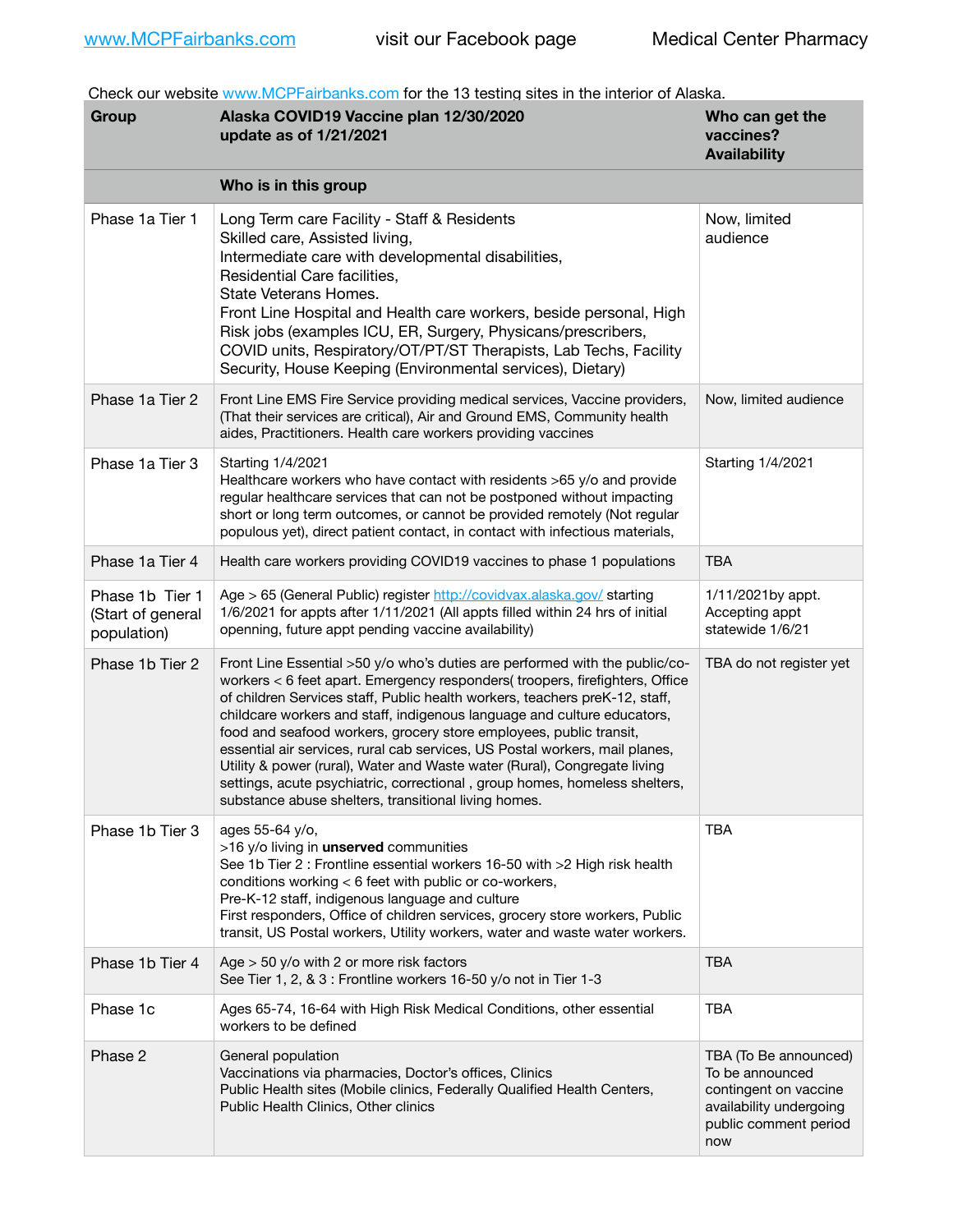Check our website www.MCPFairbanks.com for the 13 testing sites in the interior of Alaska.

| Group | Alaska COVID19 Vaccine plan 12/30/2020 update as of 1/21/2021 | Who can get the vaccines? Availability |
|---|---|---|
| | **Who is in this group** | |
| Phase 1a Tier 1 | Long Term care Facility - Staff & Residents<br>Skilled care, Assisted living,<br>Intermediate care with developmental disabilities,<br>Residential Care facilities,<br>State Veterans Homes.<br>Front Line Hospital and Health care workers, beside personal, High Risk jobs (examples ICU, ER, Surgery, Physicans/prescribers, COVID units, Respiratory/OT/PT/ST Therapists, Lab Techs, Facility Security, House Keeping (Environmental services), Dietary) | Now, limited audience |
| Phase 1a Tier 2 | Front Line EMS Fire Service providing medical services, Vaccine providers, (That their services are critical), Air and Ground EMS, Community health aides, Practitioners. Health care workers providing vaccines | Now, limited audience |
| Phase 1a Tier 3 | Starting 1/4/2021<br>Healthcare workers who have contact with residents >65 y/o and provide regular healthcare services that can not be postponed without impacting short or long term outcomes, or cannot be provided remotely (Not regular populous yet), direct patient contact, in contact with infectious materials, | Starting 1/4/2021 |
| Phase 1a Tier 4 | Health care workers providing COVID19 vaccines to phase 1 populations | TBA |
| Phase 1b Tier 1 (Start of general population) | Age > 65 (General Public) register http://covidvax.alaska.gov/ starting 1/6/2021 for appts after 1/11/2021 (All appts filled within 24 hrs of initial openning, future appt pending vaccine availability) | 1/11/2021by appt. Accepting appt statewide 1/6/21 |
| Phase 1b Tier 2 | Front Line Essential >50 y/o who's duties are performed with the public/co-workers < 6 feet apart. Emergency responders( troopers, firefighters, Office of children Services staff, Public health workers, teachers preK-12, staff, childcare workers and staff, indigenous language and culture educators, food and seafood workers, grocery store employees, public transit, essential air services, rural cab services, US Postal workers, mail planes, Utility & power (rural), Water and Waste water (Rural), Congregate living settings, acute psychiatric, correctional , group homes, homeless shelters, substance abuse shelters, transitional living homes. | TBA do not register yet |
| Phase 1b Tier 3 | ages 55-64 y/o,<br>>16 y/o living in **unserved** communities<br>See 1b Tier 2 : Frontline essential workers 16-50 with >2 High risk health conditions working < 6 feet with public or co-workers,<br>Pre-K-12 staff, indigenous language and culture<br>First responders, Office of children services, grocery store workers, Public transit, US Postal workers, Utility workers, water and waste water workers. | TBA |
| Phase 1b Tier 4 | Age > 50 y/o with 2 or more risk factors<br>See Tier 1, 2, & 3 : Frontline workers 16-50 y/o not in Tier 1-3 | TBA |
| Phase 1c | Ages 65-74, 16-64 with High Risk Medical Conditions, other essential workers to be defined | TBA |
| Phase 2 | General population<br>Vaccinations via pharmacies, Doctor's offices, Clinics<br>Public Health sites (Mobile clinics, Federally Qualified Health Centers, Public Health Clinics, Other clinics | TBA (To Be announced) To be announced contingent on vaccine availability undergoing public comment period now |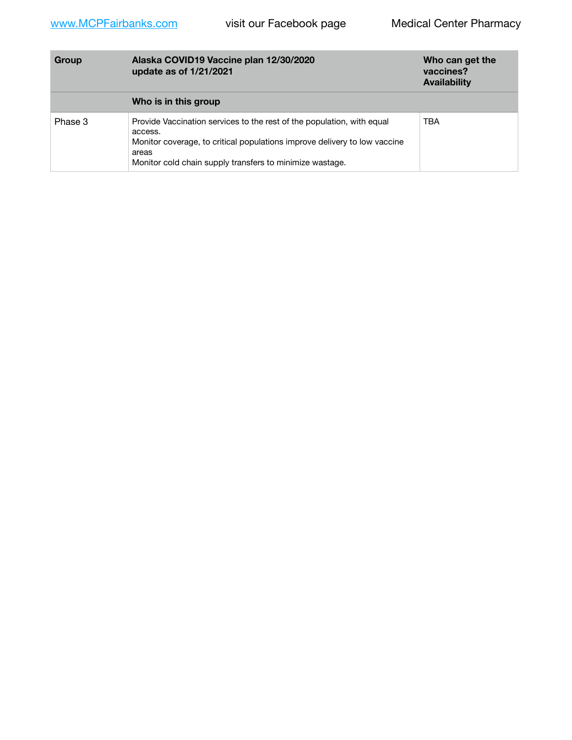| Group | Alaska COVID19 Vaccine plan 12/30/2020 update as of 1/21/2021 | Who can get the vaccines? Availability |
|---|---|---|
| | **Who is in this group** | |
| Phase 3 | Provide Vaccination services to the rest of the population, with equal access.<br>Monitor coverage, to critical populations improve delivery to low vaccine areas<br>Monitor cold chain supply transfers to minimize wastage. | TBA |